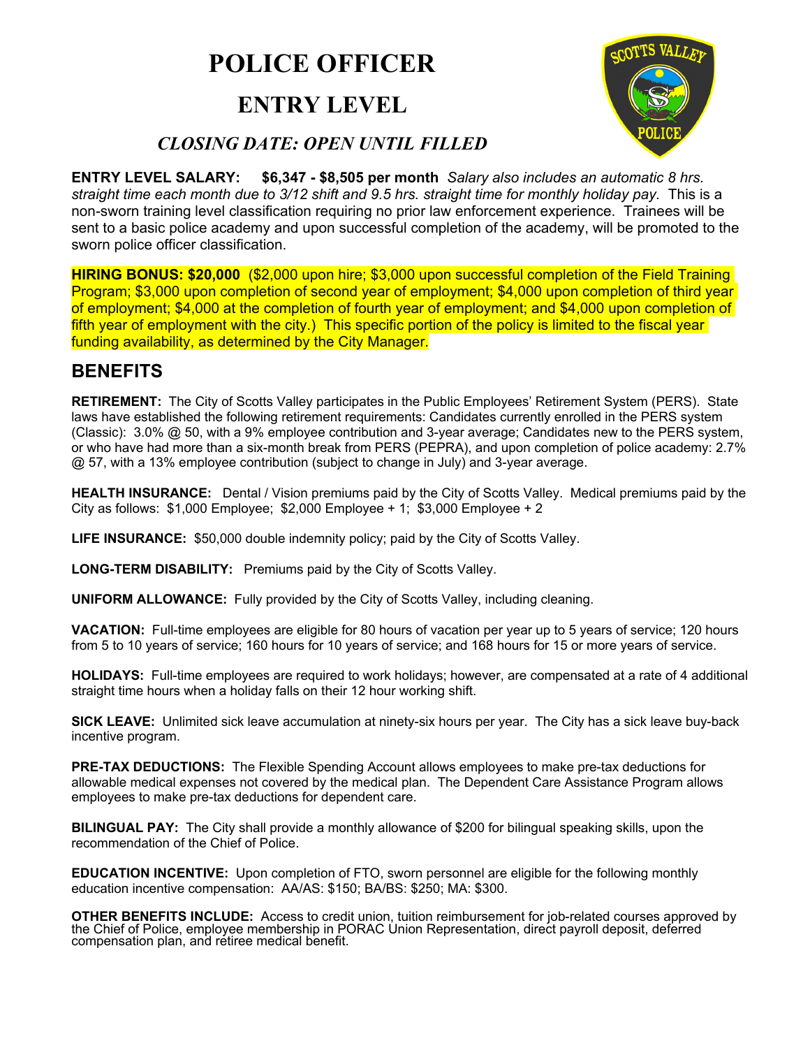# POLICE OFFICER

## ENTRY LEVEL

### *CLOSING DATE: OPEN UNTIL FILLED*

**ENTRY LEVEL SALARY: $6,347 - $8,505 per month** *Salary also includes an automatic 8 hrs. straight time each month due to 3/12 shift and 9.5 hrs. straight time for monthly holiday pay.* This is a non-sworn training level classification requiring no prior law enforcement experience. Trainees will be sent to a basic police academy and upon successful completion of the academy, will be promoted to the sworn police officer classification.

**HIRING BONUS: $20,000** ($2,000 upon hire; $3,000 upon successful completion of the Field Training Program; $3,000 upon completion of second year of employment; $4,000 upon completion of third year of employment; $4,000 at the completion of fourth year of employment; and $4,000 upon completion of fifth year of employment with the city.) This specific portion of the policy is limited to the fiscal year funding availability, as determined by the City Manager.

## BENEFITS

**RETIREMENT:** The City of Scotts Valley participates in the Public Employees' Retirement System (PERS). State laws have established the following retirement requirements: Candidates currently enrolled in the PERS system (Classic): 3.0% @ 50, with a 9% employee contribution and 3-year average; Candidates new to the PERS system, or who have had more than a six-month break from PERS (PEPRA), and upon completion of police academy: 2.7% @ 57, with a 13% employee contribution (subject to change in July) and 3-year average.

**HEALTH INSURANCE:** Dental / Vision premiums paid by the City of Scotts Valley. Medical premiums paid by the City as follows: $1,000 Employee; $2,000 Employee + 1; $3,000 Employee + 2

**LIFE INSURANCE:** $50,000 double indemnity policy; paid by the City of Scotts Valley.

**LONG-TERM DISABILITY:** Premiums paid by the City of Scotts Valley.

**UNIFORM ALLOWANCE:** Fully provided by the City of Scotts Valley, including cleaning.

**VACATION:** Full-time employees are eligible for 80 hours of vacation per year up to 5 years of service; 120 hours from 5 to 10 years of service; 160 hours for 10 years of service; and 168 hours for 15 or more years of service.

**HOLIDAYS:** Full-time employees are required to work holidays; however, are compensated at a rate of 4 additional straight time hours when a holiday falls on their 12 hour working shift.

**SICK LEAVE:** Unlimited sick leave accumulation at ninety-six hours per year. The City has a sick leave buy-back incentive program.

**PRE-TAX DEDUCTIONS:** The Flexible Spending Account allows employees to make pre-tax deductions for allowable medical expenses not covered by the medical plan. The Dependent Care Assistance Program allows employees to make pre-tax deductions for dependent care.

**BILINGUAL PAY:** The City shall provide a monthly allowance of $200 for bilingual speaking skills, upon the recommendation of the Chief of Police.

**EDUCATION INCENTIVE:** Upon completion of FTO, sworn personnel are eligible for the following monthly education incentive compensation: AA/AS: $150; BA/BS: $250; MA: $300.

**OTHER BENEFITS INCLUDE:** Access to credit union, tuition reimbursement for job-related courses approved by the Chief of Police, employee membership in PORAC Union Representation, direct payroll deposit, deferred compensation plan, and retiree medical benefit.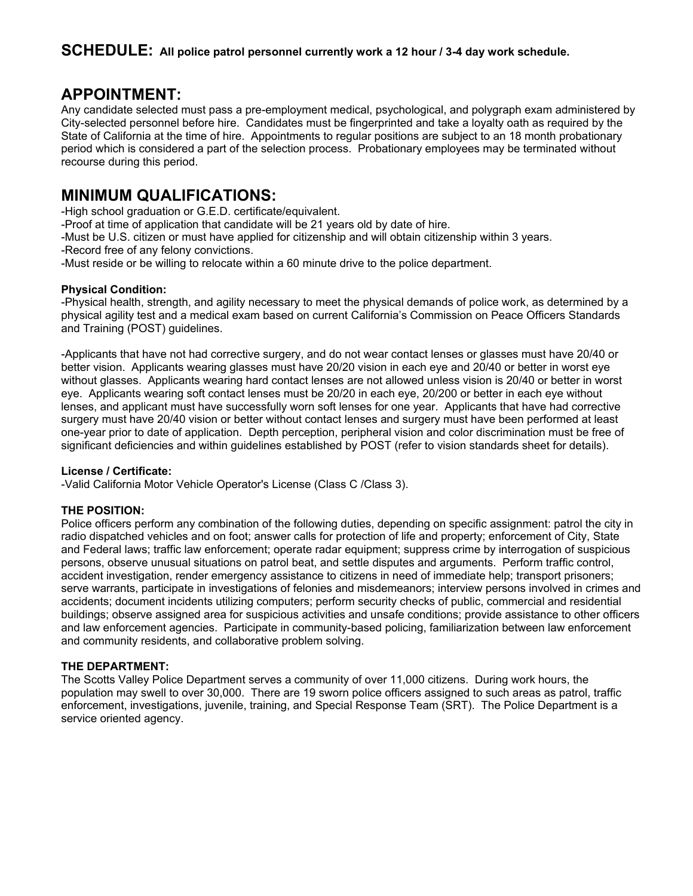## SCHEDULE: **All police patrol personnel currently work a 12 hour / 3-4 day work schedule.**

## APPOINTMENT:

Any candidate selected must pass a pre-employment medical, psychological, and polygraph exam administered by City-selected personnel before hire. Candidates must be fingerprinted and take a loyalty oath as required by the State of California at the time of hire. Appointments to regular positions are subject to an 18 month probationary period which is considered a part of the selection process. Probationary employees may be terminated without recourse during this period.

## MINIMUM QUALIFICATIONS:

-High school graduation or G.E.D. certificate/equivalent.
-Proof at time of application that candidate will be 21 years old by date of hire.
-Must be U.S. citizen or must have applied for citizenship and will obtain citizenship within 3 years.
-Record free of any felony convictions.
-Must reside or be willing to relocate within a 60 minute drive to the police department.

**Physical Condition:**
-Physical health, strength, and agility necessary to meet the physical demands of police work, as determined by a physical agility test and a medical exam based on current California's Commission on Peace Officers Standards and Training (POST) guidelines.

-Applicants that have not had corrective surgery, and do not wear contact lenses or glasses must have 20/40 or better vision. Applicants wearing glasses must have 20/20 vision in each eye and 20/40 or better in worst eye without glasses. Applicants wearing hard contact lenses are not allowed unless vision is 20/40 or better in worst eye. Applicants wearing soft contact lenses must be 20/20 in each eye, 20/200 or better in each eye without lenses, and applicant must have successfully worn soft lenses for one year. Applicants that have had corrective surgery must have 20/40 vision or better without contact lenses and surgery must have been performed at least one-year prior to date of application. Depth perception, peripheral vision and color discrimination must be free of significant deficiencies and within guidelines established by POST (refer to vision standards sheet for details).

**License / Certificate:**
-Valid California Motor Vehicle Operator's License (Class C /Class 3).

**THE POSITION:**
Police officers perform any combination of the following duties, depending on specific assignment: patrol the city in radio dispatched vehicles and on foot; answer calls for protection of life and property; enforcement of City, State and Federal laws; traffic law enforcement; operate radar equipment; suppress crime by interrogation of suspicious persons, observe unusual situations on patrol beat, and settle disputes and arguments. Perform traffic control, accident investigation, render emergency assistance to citizens in need of immediate help; transport prisoners; serve warrants, participate in investigations of felonies and misdemeanors; interview persons involved in crimes and accidents; document incidents utilizing computers; perform security checks of public, commercial and residential buildings; observe assigned area for suspicious activities and unsafe conditions; provide assistance to other officers and law enforcement agencies. Participate in community-based policing, familiarization between law enforcement and community residents, and collaborative problem solving.

**THE DEPARTMENT:**
The Scotts Valley Police Department serves a community of over 11,000 citizens. During work hours, the population may swell to over 30,000. There are 19 sworn police officers assigned to such areas as patrol, traffic enforcement, investigations, juvenile, training, and Special Response Team (SRT). The Police Department is a service oriented agency.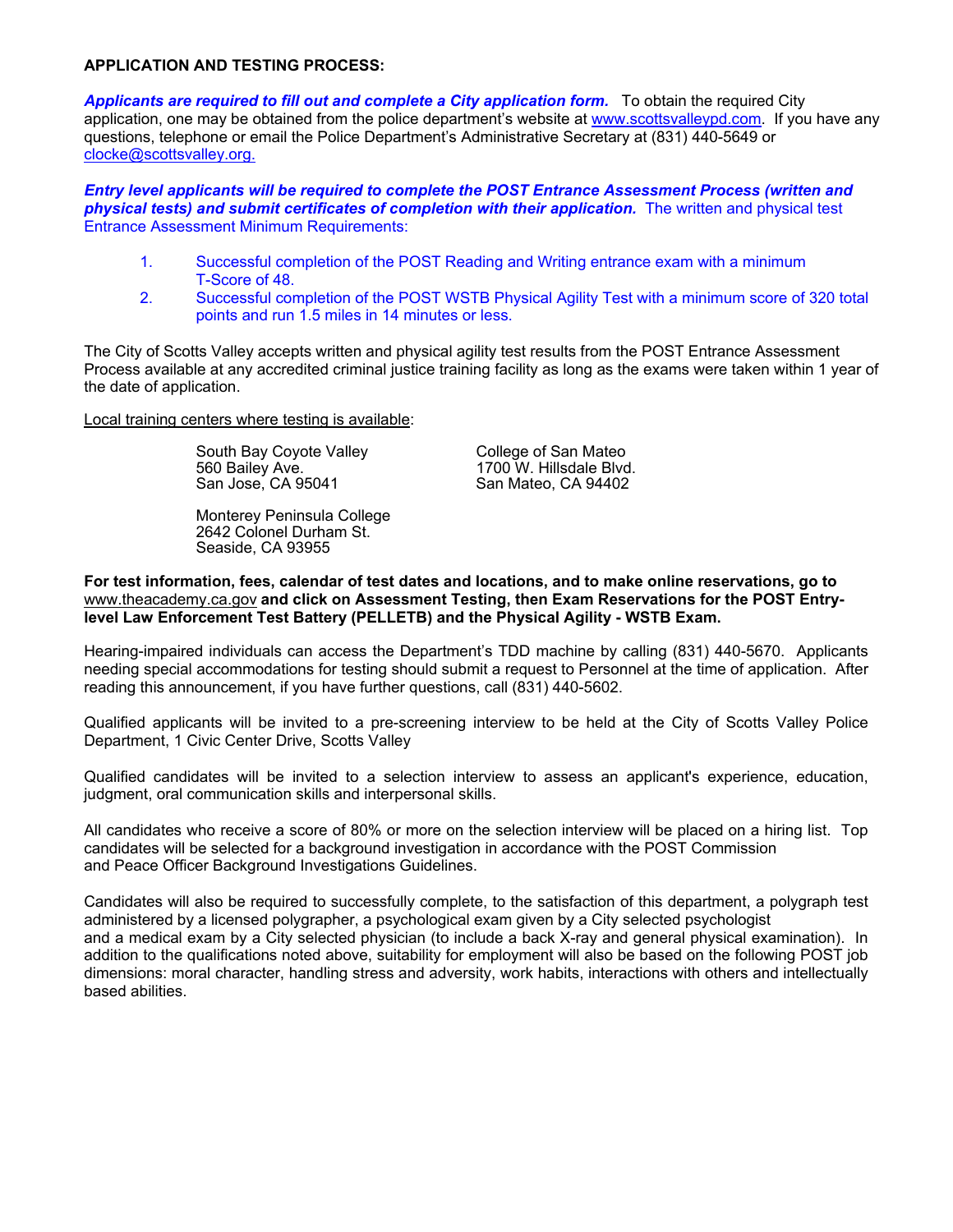**APPLICATION AND TESTING PROCESS:**

***Applicants are required to fill out and complete a City application form.*** To obtain the required City application, one may be obtained from the police department's website at www.scottsvalleypd.com. If you have any questions, telephone or email the Police Department's Administrative Secretary at (831) 440-5649 or clocke@scottsvalley.org.

***Entry level applicants will be required to complete the POST Entrance Assessment Process (written and physical tests) and submit certificates of completion with their application.*** The written and physical test Entrance Assessment Minimum Requirements:

1. Successful completion of the POST Reading and Writing entrance exam with a minimum T-Score of 48.
2. Successful completion of the POST WSTB Physical Agility Test with a minimum score of 320 total points and run 1.5 miles in 14 minutes or less.

The City of Scotts Valley accepts written and physical agility test results from the POST Entrance Assessment Process available at any accredited criminal justice training facility as long as the exams were taken within 1 year of the date of application.

Local training centers where testing is available:

South Bay Coyote Valley
560 Bailey Ave.
San Jose, CA 95041

College of San Mateo
1700 W. Hillsdale Blvd.
San Mateo, CA 94402

Monterey Peninsula College
2642 Colonel Durham St.
Seaside, CA 93955

**For test information, fees, calendar of test dates and locations, and to make online reservations, go to** www.theacademy.ca.gov **and click on Assessment Testing, then Exam Reservations for the POST Entry-level Law Enforcement Test Battery (PELLETB) and the Physical Agility - WSTB Exam.**

Hearing-impaired individuals can access the Department's TDD machine by calling (831) 440-5670. Applicants needing special accommodations for testing should submit a request to Personnel at the time of application. After reading this announcement, if you have further questions, call (831) 440-5602.

Qualified applicants will be invited to a pre-screening interview to be held at the City of Scotts Valley Police Department, 1 Civic Center Drive, Scotts Valley

Qualified candidates will be invited to a selection interview to assess an applicant's experience, education, judgment, oral communication skills and interpersonal skills.

All candidates who receive a score of 80% or more on the selection interview will be placed on a hiring list. Top candidates will be selected for a background investigation in accordance with the POST Commission and Peace Officer Background Investigations Guidelines.

Candidates will also be required to successfully complete, to the satisfaction of this department, a polygraph test administered by a licensed polygrapher, a psychological exam given by a City selected psychologist and a medical exam by a City selected physician (to include a back X-ray and general physical examination). In addition to the qualifications noted above, suitability for employment will also be based on the following POST job dimensions: moral character, handling stress and adversity, work habits, interactions with others and intellectually based abilities.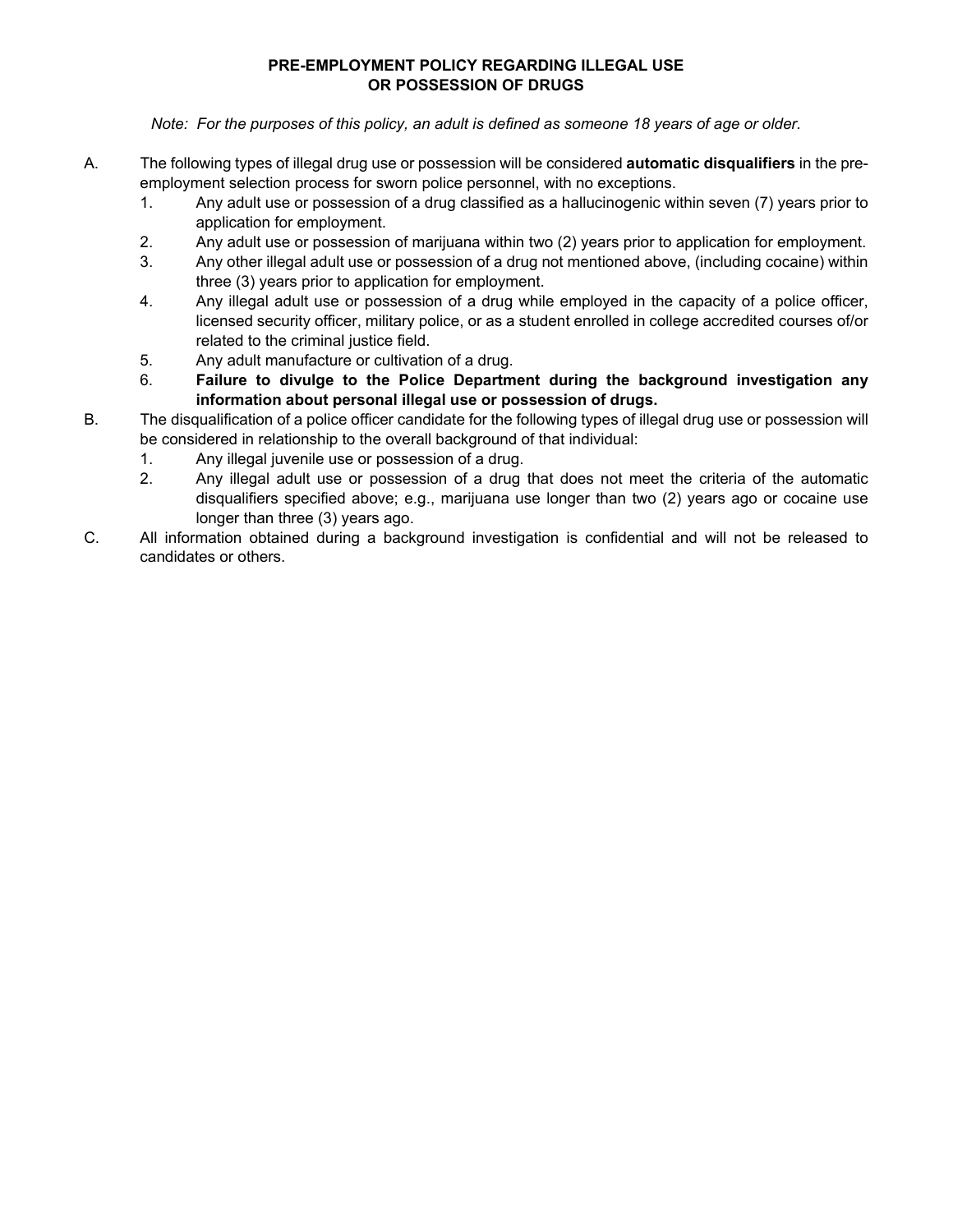# PRE-EMPLOYMENT POLICY REGARDING ILLEGAL USE OR POSSESSION OF DRUGS

*Note: For the purposes of this policy, an adult is defined as someone 18 years of age or older.*

A. The following types of illegal drug use or possession will be considered **automatic disqualifiers** in the pre-employment selection process for sworn police personnel, with no exceptions.
   1. Any adult use or possession of a drug classified as a hallucinogenic within seven (7) years prior to application for employment.
   2. Any adult use or possession of marijuana within two (2) years prior to application for employment.
   3. Any other illegal adult use or possession of a drug not mentioned above, (including cocaine) within three (3) years prior to application for employment.
   4. Any illegal adult use or possession of a drug while employed in the capacity of a police officer, licensed security officer, military police, or as a student enrolled in college accredited courses of/or related to the criminal justice field.
   5. Any adult manufacture or cultivation of a drug.
   6. **Failure to divulge to the Police Department during the background investigation any information about personal illegal use or possession of drugs.**

B. The disqualification of a police officer candidate for the following types of illegal drug use or possession will be considered in relationship to the overall background of that individual:
   1. Any illegal juvenile use or possession of a drug.
   2. Any illegal adult use or possession of a drug that does not meet the criteria of the automatic disqualifiers specified above; e.g., marijuana use longer than two (2) years ago or cocaine use longer than three (3) years ago.

C. All information obtained during a background investigation is confidential and will not be released to candidates or others.